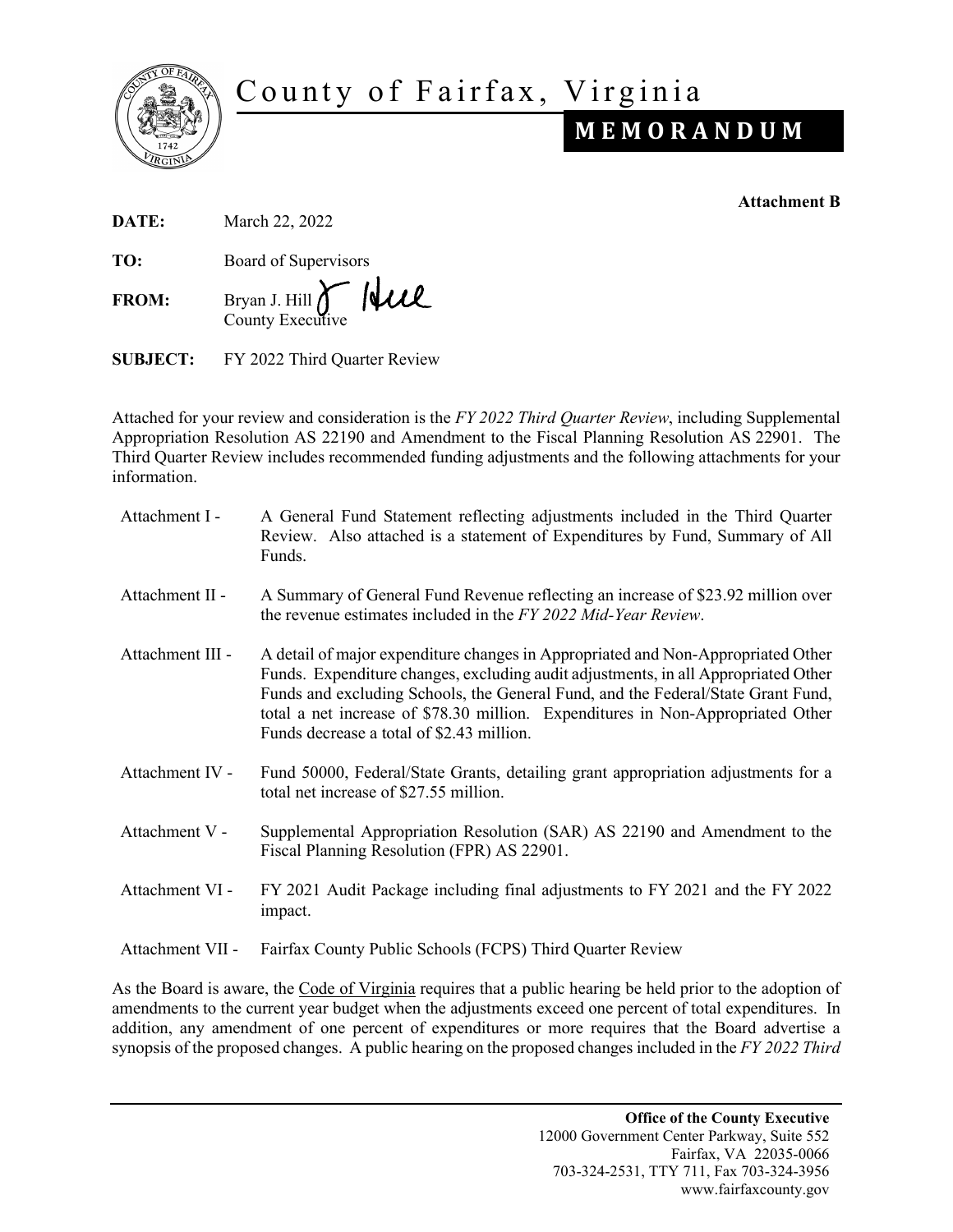# County of Fairfax, Virginia

## MEMORANDUM

**Attachment B**

**DATE:** March 22, 2022

**TO:** Board of Supervisors

**FROM:** Bryan J. Hill
County Executive

**SUBJECT:** FY 2022 Third Quarter Review

Attached for your review and consideration is the *FY 2022 Third Quarter Review*, including Supplemental Appropriation Resolution AS 22190 and Amendment to the Fiscal Planning Resolution AS 22901. The Third Quarter Review includes recommended funding adjustments and the following attachments for your information.

- Attachment I - A General Fund Statement reflecting adjustments included in the Third Quarter Review. Also attached is a statement of Expenditures by Fund, Summary of All Funds.
- Attachment II - A Summary of General Fund Revenue reflecting an increase of $23.92 million over the revenue estimates included in the *FY 2022 Mid-Year Review*.
- Attachment III - A detail of major expenditure changes in Appropriated and Non-Appropriated Other Funds. Expenditure changes, excluding audit adjustments, in all Appropriated Other Funds and excluding Schools, the General Fund, and the Federal/State Grant Fund, total a net increase of $78.30 million. Expenditures in Non-Appropriated Other Funds decrease a total of $2.43 million.
- Attachment IV - Fund 50000, Federal/State Grants, detailing grant appropriation adjustments for a total net increase of $27.55 million.
- Attachment V - Supplemental Appropriation Resolution (SAR) AS 22190 and Amendment to the Fiscal Planning Resolution (FPR) AS 22901.
- Attachment VI - FY 2021 Audit Package including final adjustments to FY 2021 and the FY 2022 impact.
- Attachment VII - Fairfax County Public Schools (FCPS) Third Quarter Review

As the Board is aware, the Code of Virginia requires that a public hearing be held prior to the adoption of amendments to the current year budget when the adjustments exceed one percent of total expenditures. In addition, any amendment of one percent of expenditures or more requires that the Board advertise a synopsis of the proposed changes. A public hearing on the proposed changes included in the *FY 2022 Third*

**Office of the County Executive**
12000 Government Center Parkway, Suite 552
Fairfax, VA 22035-0066
703-324-2531, TTY 711, Fax 703-324-3956
www.fairfaxcounty.gov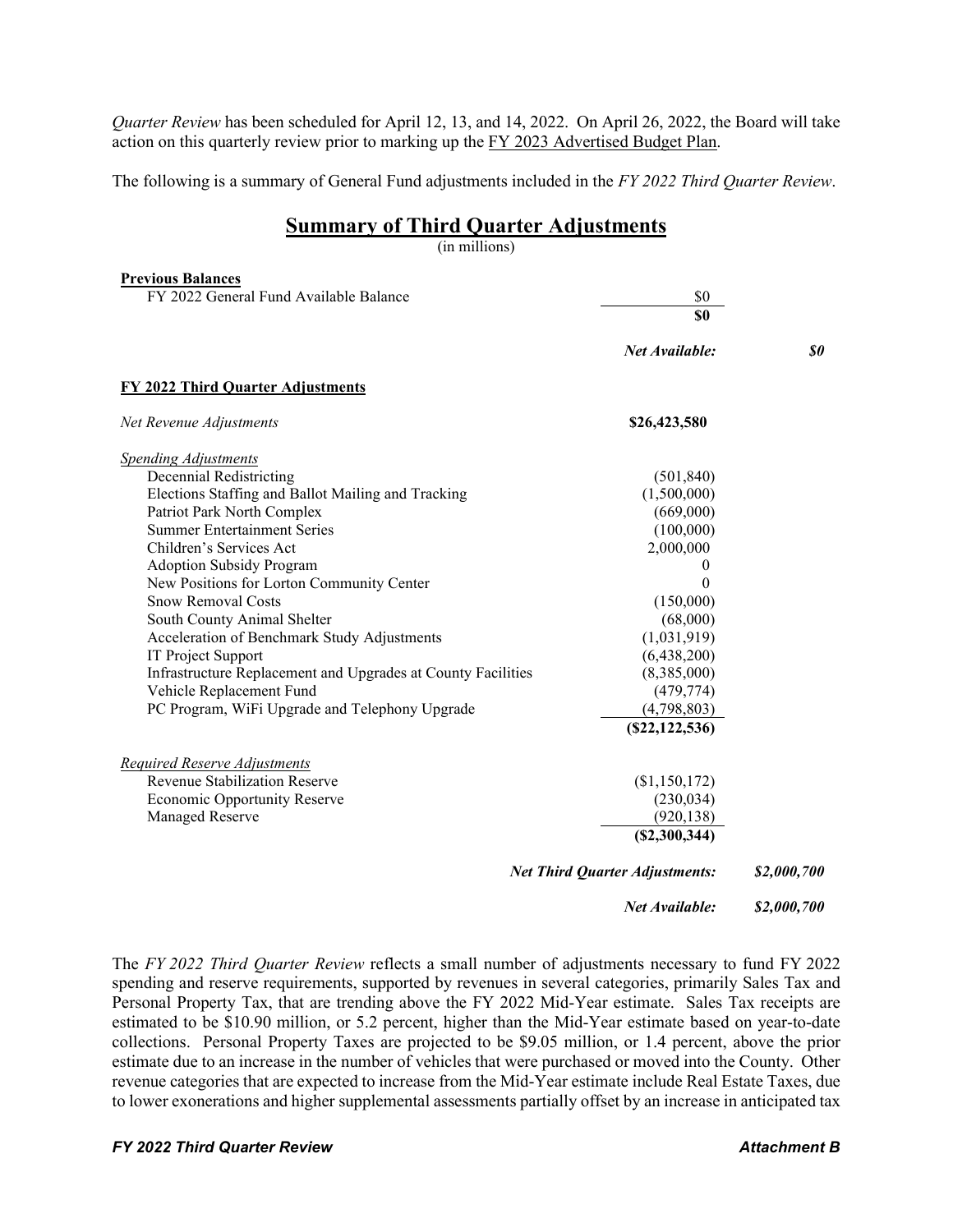*Quarter Review* has been scheduled for April 12, 13, and 14, 2022. On April 26, 2022, the Board will take action on this quarterly review prior to marking up the FY 2023 Advertised Budget Plan.

The following is a summary of General Fund adjustments included in the *FY 2022 Third Quarter Review*.

## Summary of Third Quarter Adjustments

(in millions)

| | | |
|---|---|---|
| **Previous Balances** | | |
| FY 2022 General Fund Available Balance | $0 | |
| | **$0** | |
| | ***Net Available:*** | ***$0*** |
| **FY 2022 Third Quarter Adjustments** | | |
| *Net Revenue Adjustments* | **$26,423,580** | |
| *Spending Adjustments* | | |
| Decennial Redistricting | (501,840) | |
| Elections Staffing and Ballot Mailing and Tracking | (1,500,000) | |
| Patriot Park North Complex | (669,000) | |
| Summer Entertainment Series | (100,000) | |
| Children's Services Act | 2,000,000 | |
| Adoption Subsidy Program | 0 | |
| New Positions for Lorton Community Center | 0 | |
| Snow Removal Costs | (150,000) | |
| South County Animal Shelter | (68,000) | |
| Acceleration of Benchmark Study Adjustments | (1,031,919) | |
| IT Project Support | (6,438,200) | |
| Infrastructure Replacement and Upgrades at County Facilities | (8,385,000) | |
| Vehicle Replacement Fund | (479,774) | |
| PC Program, WiFi Upgrade and Telephony Upgrade | (4,798,803) | |
| | **($22,122,536)** | |
| *Required Reserve Adjustments* | | |
| Revenue Stabilization Reserve | ($1,150,172) | |
| Economic Opportunity Reserve | (230,034) | |
| Managed Reserve | (920,138) | |
| | **($2,300,344)** | |
| | ***Net Third Quarter Adjustments:*** | ***$2,000,700*** |
| | ***Net Available:*** | ***$2,000,700*** |

The *FY 2022 Third Quarter Review* reflects a small number of adjustments necessary to fund FY 2022 spending and reserve requirements, supported by revenues in several categories, primarily Sales Tax and Personal Property Tax, that are trending above the FY 2022 Mid-Year estimate. Sales Tax receipts are estimated to be $10.90 million, or 5.2 percent, higher than the Mid-Year estimate based on year-to-date collections. Personal Property Taxes are projected to be $9.05 million, or 1.4 percent, above the prior estimate due to an increase in the number of vehicles that were purchased or moved into the County. Other revenue categories that are expected to increase from the Mid-Year estimate include Real Estate Taxes, due to lower exonerations and higher supplemental assessments partially offset by an increase in anticipated tax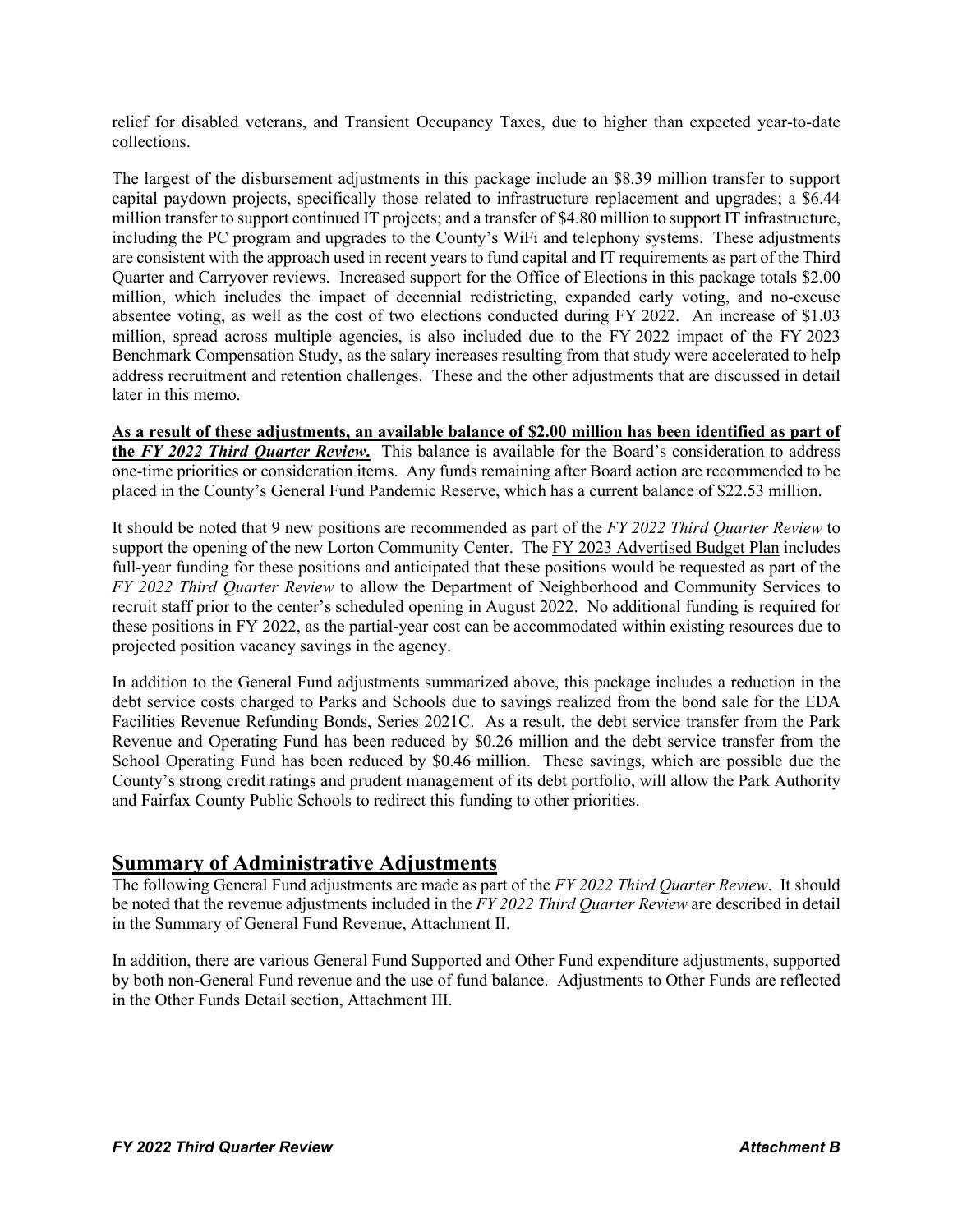relief for disabled veterans, and Transient Occupancy Taxes, due to higher than expected year-to-date collections.

The largest of the disbursement adjustments in this package include an $8.39 million transfer to support capital paydown projects, specifically those related to infrastructure replacement and upgrades; a $6.44 million transfer to support continued IT projects; and a transfer of $4.80 million to support IT infrastructure, including the PC program and upgrades to the County's WiFi and telephony systems. These adjustments are consistent with the approach used in recent years to fund capital and IT requirements as part of the Third Quarter and Carryover reviews. Increased support for the Office of Elections in this package totals $2.00 million, which includes the impact of decennial redistricting, expanded early voting, and no-excuse absentee voting, as well as the cost of two elections conducted during FY 2022. An increase of $1.03 million, spread across multiple agencies, is also included due to the FY 2022 impact of the FY 2023 Benchmark Compensation Study, as the salary increases resulting from that study were accelerated to help address recruitment and retention challenges. These and the other adjustments that are discussed in detail later in this memo.

**As a result of these adjustments, an available balance of $2.00 million has been identified as part of the *FY 2022 Third Quarter Review*.** This balance is available for the Board's consideration to address one-time priorities or consideration items. Any funds remaining after Board action are recommended to be placed in the County's General Fund Pandemic Reserve, which has a current balance of $22.53 million.

It should be noted that 9 new positions are recommended as part of the *FY 2022 Third Quarter Review* to support the opening of the new Lorton Community Center. The FY 2023 Advertised Budget Plan includes full-year funding for these positions and anticipated that these positions would be requested as part of the *FY 2022 Third Quarter Review* to allow the Department of Neighborhood and Community Services to recruit staff prior to the center's scheduled opening in August 2022. No additional funding is required for these positions in FY 2022, as the partial-year cost can be accommodated within existing resources due to projected position vacancy savings in the agency.

In addition to the General Fund adjustments summarized above, this package includes a reduction in the debt service costs charged to Parks and Schools due to savings realized from the bond sale for the EDA Facilities Revenue Refunding Bonds, Series 2021C. As a result, the debt service transfer from the Park Revenue and Operating Fund has been reduced by $0.26 million and the debt service transfer from the School Operating Fund has been reduced by $0.46 million. These savings, which are possible due the County's strong credit ratings and prudent management of its debt portfolio, will allow the Park Authority and Fairfax County Public Schools to redirect this funding to other priorities.

## Summary of Administrative Adjustments

The following General Fund adjustments are made as part of the *FY 2022 Third Quarter Review*. It should be noted that the revenue adjustments included in the *FY 2022 Third Quarter Review* are described in detail in the Summary of General Fund Revenue, Attachment II.

In addition, there are various General Fund Supported and Other Fund expenditure adjustments, supported by both non-General Fund revenue and the use of fund balance. Adjustments to Other Funds are reflected in the Other Funds Detail section, Attachment III.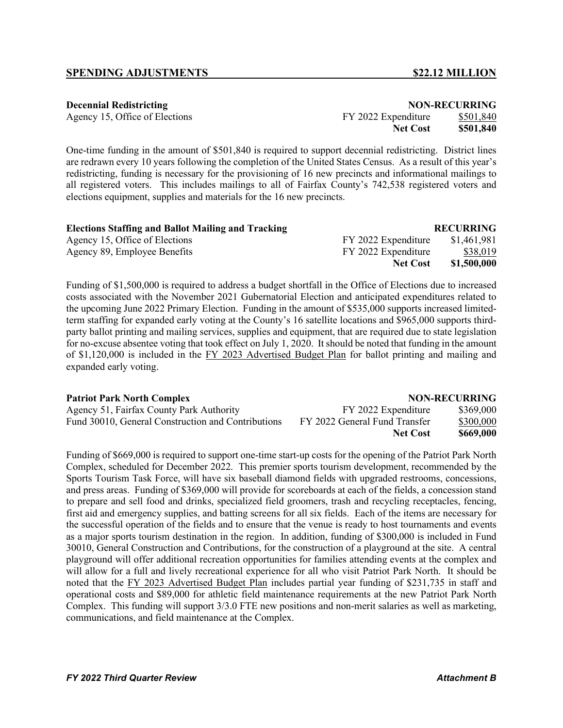## SPENDING ADJUSTMENTS $22.12 MILLION

| | | |
|---|---|---|
| **Decennial Redistricting** | | **NON-RECURRING** |
| Agency 15, Office of Elections | FY 2022 Expenditure | $501,840 |
| | **Net Cost** | **$501,840** |

One-time funding in the amount of $501,840 is required to support decennial redistricting. District lines are redrawn every 10 years following the completion of the United States Census. As a result of this year's redistricting, funding is necessary for the provisioning of 16 new precincts and informational mailings to all registered voters. This includes mailings to all of Fairfax County's 742,538 registered voters and elections equipment, supplies and materials for the 16 new precincts.

| | | |
|---|---|---|
| **Elections Staffing and Ballot Mailing and Tracking** | | **RECURRING** |
| Agency 15, Office of Elections | FY 2022 Expenditure | $1,461,981 |
| Agency 89, Employee Benefits | FY 2022 Expenditure | $38,019 |
| | **Net Cost** | **$1,500,000** |

Funding of $1,500,000 is required to address a budget shortfall in the Office of Elections due to increased costs associated with the November 2021 Gubernatorial Election and anticipated expenditures related to the upcoming June 2022 Primary Election. Funding in the amount of $535,000 supports increased limited-term staffing for expanded early voting at the County's 16 satellite locations and $965,000 supports third-party ballot printing and mailing services, supplies and equipment, that are required due to state legislation for no-excuse absentee voting that took effect on July 1, 2020. It should be noted that funding in the amount of $1,120,000 is included in the FY 2023 Advertised Budget Plan for ballot printing and mailing and expanded early voting.

| | | |
|---|---|---|
| **Patriot Park North Complex** | | **NON-RECURRING** |
| Agency 51, Fairfax County Park Authority | FY 2022 Expenditure | $369,000 |
| Fund 30010, General Construction and Contributions | FY 2022 General Fund Transfer | $300,000 |
| | **Net Cost** | **$669,000** |

Funding of $669,000 is required to support one-time start-up costs for the opening of the Patriot Park North Complex, scheduled for December 2022. This premier sports tourism development, recommended by the Sports Tourism Task Force, will have six baseball diamond fields with upgraded restrooms, concessions, and press areas. Funding of $369,000 will provide for scoreboards at each of the fields, a concession stand to prepare and sell food and drinks, specialized field groomers, trash and recycling receptacles, fencing, first aid and emergency supplies, and batting screens for all six fields. Each of the items are necessary for the successful operation of the fields and to ensure that the venue is ready to host tournaments and events as a major sports tourism destination in the region. In addition, funding of $300,000 is included in Fund 30010, General Construction and Contributions, for the construction of a playground at the site. A central playground will offer additional recreation opportunities for families attending events at the complex and will allow for a full and lively recreational experience for all who visit Patriot Park North. It should be noted that the FY 2023 Advertised Budget Plan includes partial year funding of $231,735 in staff and operational costs and $89,000 for athletic field maintenance requirements at the new Patriot Park North Complex. This funding will support 3/3.0 FTE new positions and non-merit salaries as well as marketing, communications, and field maintenance at the Complex.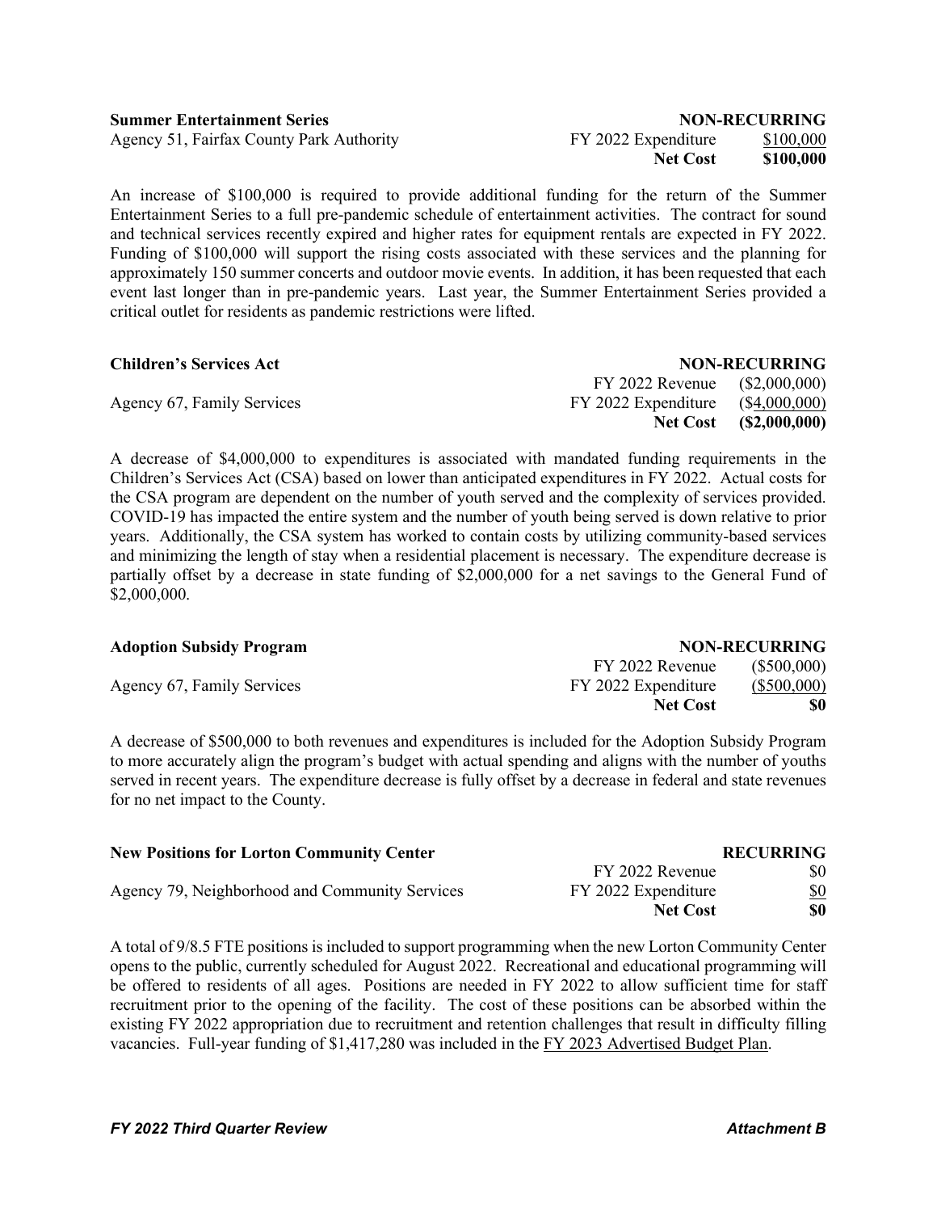**Summer Entertainment Series** **NON-RECURRING**

| | | |
|---|---|---|
| Agency 51, Fairfax County Park Authority | FY 2022 Expenditure | $100,000 |
| | **Net Cost** | **$100,000** |

An increase of $100,000 is required to provide additional funding for the return of the Summer Entertainment Series to a full pre-pandemic schedule of entertainment activities. The contract for sound and technical services recently expired and higher rates for equipment rentals are expected in FY 2022. Funding of $100,000 will support the rising costs associated with these services and the planning for approximately 150 summer concerts and outdoor movie events. In addition, it has been requested that each event last longer than in pre-pandemic years. Last year, the Summer Entertainment Series provided a critical outlet for residents as pandemic restrictions were lifted.

**Children's Services Act** **NON-RECURRING**

| | | |
|---|---|---|
| | FY 2022 Revenue | ($2,000,000) |
| Agency 67, Family Services | FY 2022 Expenditure | ($4,000,000) |
| | **Net Cost** | **($2,000,000)** |

A decrease of $4,000,000 to expenditures is associated with mandated funding requirements in the Children's Services Act (CSA) based on lower than anticipated expenditures in FY 2022. Actual costs for the CSA program are dependent on the number of youth served and the complexity of services provided. COVID-19 has impacted the entire system and the number of youth being served is down relative to prior years. Additionally, the CSA system has worked to contain costs by utilizing community-based services and minimizing the length of stay when a residential placement is necessary. The expenditure decrease is partially offset by a decrease in state funding of $2,000,000 for a net savings to the General Fund of $2,000,000.

**Adoption Subsidy Program** **NON-RECURRING**

| | | |
|---|---|---|
| | FY 2022 Revenue | ($500,000) |
| Agency 67, Family Services | FY 2022 Expenditure | ($500,000) |
| | **Net Cost** | **$0** |

A decrease of $500,000 to both revenues and expenditures is included for the Adoption Subsidy Program to more accurately align the program's budget with actual spending and aligns with the number of youths served in recent years. The expenditure decrease is fully offset by a decrease in federal and state revenues for no net impact to the County.

**New Positions for Lorton Community Center** **RECURRING**

| | | |
|---|---|---|
| | FY 2022 Revenue | $0 |
| Agency 79, Neighborhood and Community Services | FY 2022 Expenditure | $0 |
| | **Net Cost** | **$0** |

A total of 9/8.5 FTE positions is included to support programming when the new Lorton Community Center opens to the public, currently scheduled for August 2022. Recreational and educational programming will be offered to residents of all ages. Positions are needed in FY 2022 to allow sufficient time for staff recruitment prior to the opening of the facility. The cost of these positions can be absorbed within the existing FY 2022 appropriation due to recruitment and retention challenges that result in difficulty filling vacancies. Full-year funding of $1,417,280 was included in the FY 2023 Advertised Budget Plan.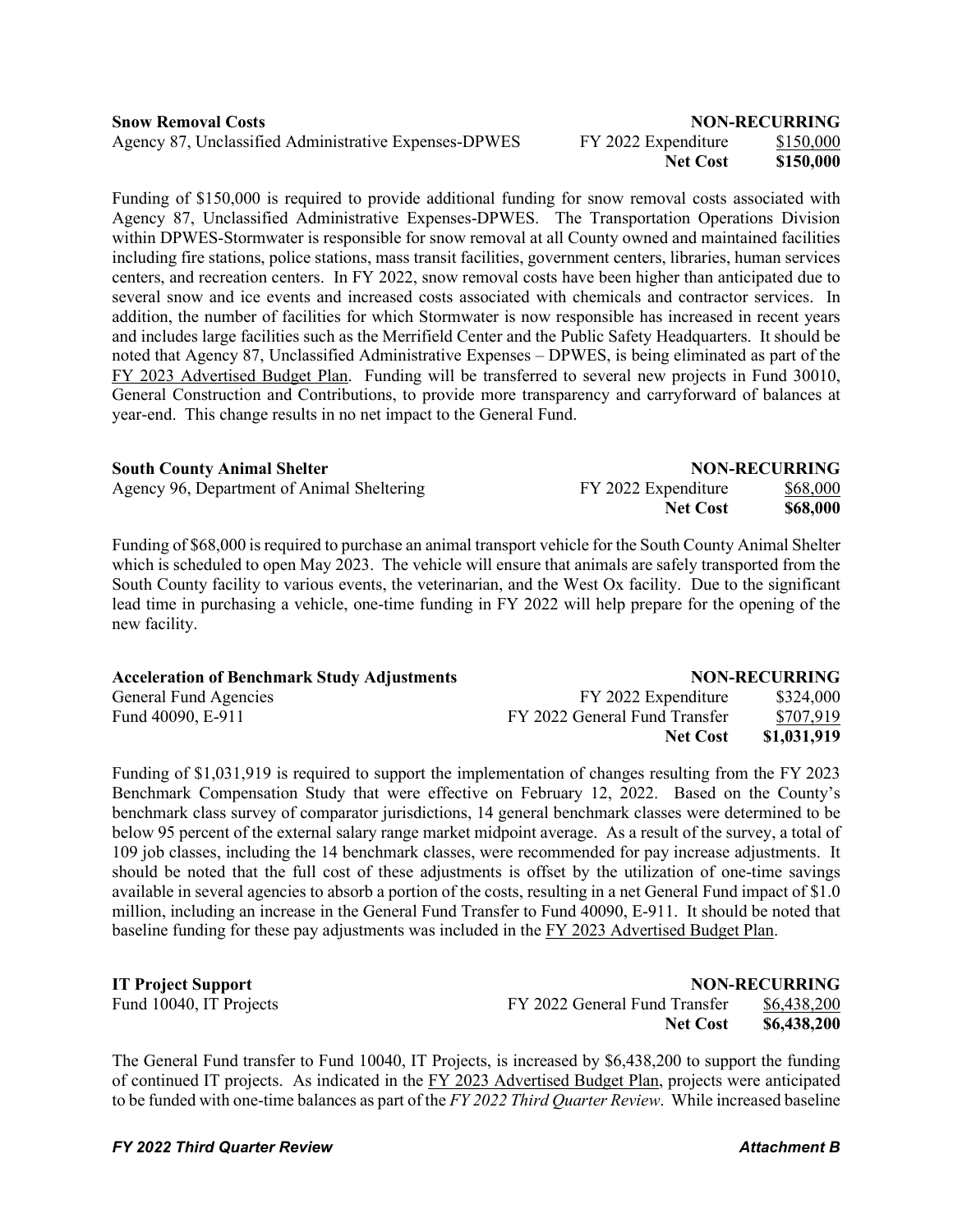**Snow Removal Costs** **NON-RECURRING**

| | | |
|---|---|---|
| Agency 87, Unclassified Administrative Expenses-DPWES | FY 2022 Expenditure | $150,000 |
| | **Net Cost** | **$150,000** |

Funding of $150,000 is required to provide additional funding for snow removal costs associated with Agency 87, Unclassified Administrative Expenses-DPWES. The Transportation Operations Division within DPWES-Stormwater is responsible for snow removal at all County owned and maintained facilities including fire stations, police stations, mass transit facilities, government centers, libraries, human services centers, and recreation centers. In FY 2022, snow removal costs have been higher than anticipated due to several snow and ice events and increased costs associated with chemicals and contractor services. In addition, the number of facilities for which Stormwater is now responsible has increased in recent years and includes large facilities such as the Merrifield Center and the Public Safety Headquarters. It should be noted that Agency 87, Unclassified Administrative Expenses – DPWES, is being eliminated as part of the FY 2023 Advertised Budget Plan. Funding will be transferred to several new projects in Fund 30010, General Construction and Contributions, to provide more transparency and carryforward of balances at year-end. This change results in no net impact to the General Fund.

**South County Animal Shelter** **NON-RECURRING**

| | | |
|---|---|---|
| Agency 96, Department of Animal Sheltering | FY 2022 Expenditure | $68,000 |
| | **Net Cost** | **$68,000** |

Funding of $68,000 is required to purchase an animal transport vehicle for the South County Animal Shelter which is scheduled to open May 2023. The vehicle will ensure that animals are safely transported from the South County facility to various events, the veterinarian, and the West Ox facility. Due to the significant lead time in purchasing a vehicle, one-time funding in FY 2022 will help prepare for the opening of the new facility.

**Acceleration of Benchmark Study Adjustments** **NON-RECURRING**

| | | |
|---|---|---|
| General Fund Agencies | FY 2022 Expenditure | $324,000 |
| Fund 40090, E-911 | FY 2022 General Fund Transfer | $707,919 |
| | **Net Cost** | **$1,031,919** |

Funding of $1,031,919 is required to support the implementation of changes resulting from the FY 2023 Benchmark Compensation Study that were effective on February 12, 2022. Based on the County's benchmark class survey of comparator jurisdictions, 14 general benchmark classes were determined to be below 95 percent of the external salary range market midpoint average. As a result of the survey, a total of 109 job classes, including the 14 benchmark classes, were recommended for pay increase adjustments. It should be noted that the full cost of these adjustments is offset by the utilization of one-time savings available in several agencies to absorb a portion of the costs, resulting in a net General Fund impact of $1.0 million, including an increase in the General Fund Transfer to Fund 40090, E-911. It should be noted that baseline funding for these pay adjustments was included in the FY 2023 Advertised Budget Plan.

**IT Project Support** **NON-RECURRING**

| | | |
|---|---|---|
| Fund 10040, IT Projects | FY 2022 General Fund Transfer | $6,438,200 |
| | **Net Cost** | **$6,438,200** |

The General Fund transfer to Fund 10040, IT Projects, is increased by $6,438,200 to support the funding of continued IT projects. As indicated in the FY 2023 Advertised Budget Plan, projects were anticipated to be funded with one-time balances as part of the *FY 2022 Third Quarter Review*. While increased baseline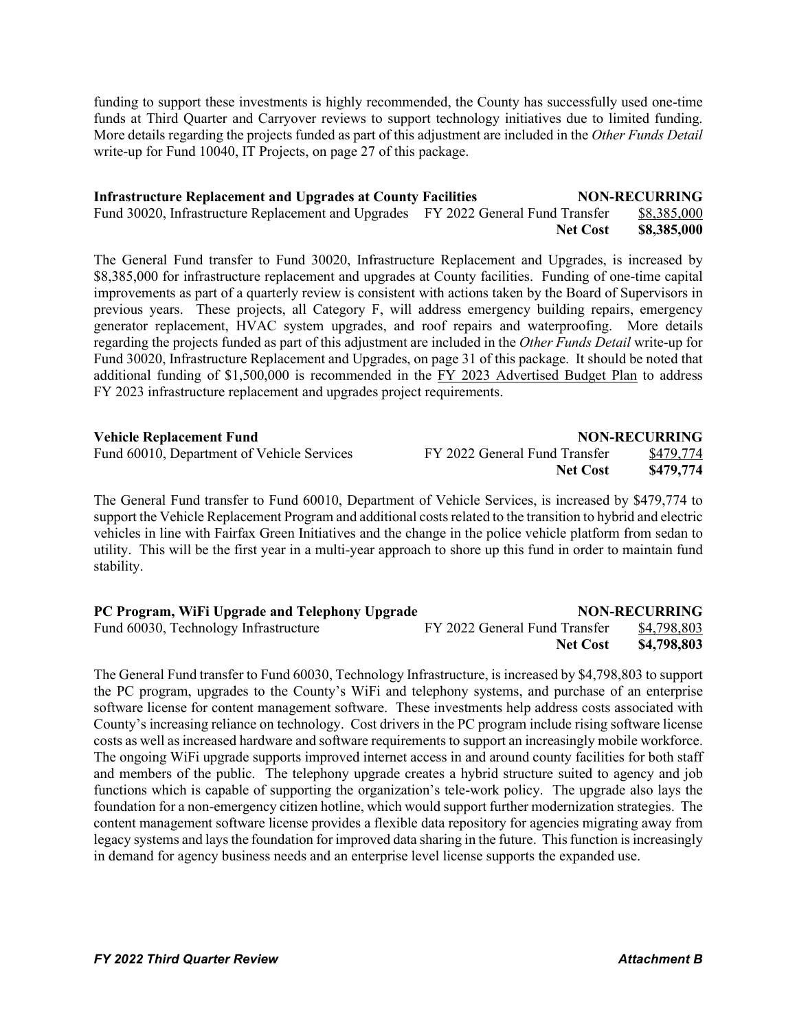funding to support these investments is highly recommended, the County has successfully used one-time funds at Third Quarter and Carryover reviews to support technology initiatives due to limited funding. More details regarding the projects funded as part of this adjustment are included in the *Other Funds Detail* write-up for Fund 10040, IT Projects, on page 27 of this package.

| **Infrastructure Replacement and Upgrades at County Facilities** | | **NON-RECURRING** |
|---|---|---|
| Fund 30020, Infrastructure Replacement and Upgrades | FY 2022 General Fund Transfer | $8,385,000 |
| | **Net Cost** | **$8,385,000** |

The General Fund transfer to Fund 30020, Infrastructure Replacement and Upgrades, is increased by $8,385,000 for infrastructure replacement and upgrades at County facilities. Funding of one-time capital improvements as part of a quarterly review is consistent with actions taken by the Board of Supervisors in previous years. These projects, all Category F, will address emergency building repairs, emergency generator replacement, HVAC system upgrades, and roof repairs and waterproofing. More details regarding the projects funded as part of this adjustment are included in the *Other Funds Detail* write-up for Fund 30020, Infrastructure Replacement and Upgrades, on page 31 of this package. It should be noted that additional funding of $1,500,000 is recommended in the FY 2023 Advertised Budget Plan to address FY 2023 infrastructure replacement and upgrades project requirements.

| **Vehicle Replacement Fund** | | **NON-RECURRING** |
|---|---|---|
| Fund 60010, Department of Vehicle Services | FY 2022 General Fund Transfer | $479,774 |
| | **Net Cost** | **$479,774** |

The General Fund transfer to Fund 60010, Department of Vehicle Services, is increased by $479,774 to support the Vehicle Replacement Program and additional costs related to the transition to hybrid and electric vehicles in line with Fairfax Green Initiatives and the change in the police vehicle platform from sedan to utility. This will be the first year in a multi-year approach to shore up this fund in order to maintain fund stability.

| **PC Program, WiFi Upgrade and Telephony Upgrade** | | **NON-RECURRING** |
|---|---|---|
| Fund 60030, Technology Infrastructure | FY 2022 General Fund Transfer | $4,798,803 |
| | **Net Cost** | **$4,798,803** |

The General Fund transfer to Fund 60030, Technology Infrastructure, is increased by $4,798,803 to support the PC program, upgrades to the County's WiFi and telephony systems, and purchase of an enterprise software license for content management software. These investments help address costs associated with County's increasing reliance on technology. Cost drivers in the PC program include rising software license costs as well as increased hardware and software requirements to support an increasingly mobile workforce. The ongoing WiFi upgrade supports improved internet access in and around county facilities for both staff and members of the public. The telephony upgrade creates a hybrid structure suited to agency and job functions which is capable of supporting the organization's tele-work policy. The upgrade also lays the foundation for a non-emergency citizen hotline, which would support further modernization strategies. The content management software license provides a flexible data repository for agencies migrating away from legacy systems and lays the foundation for improved data sharing in the future. This function is increasingly in demand for agency business needs and an enterprise level license supports the expanded use.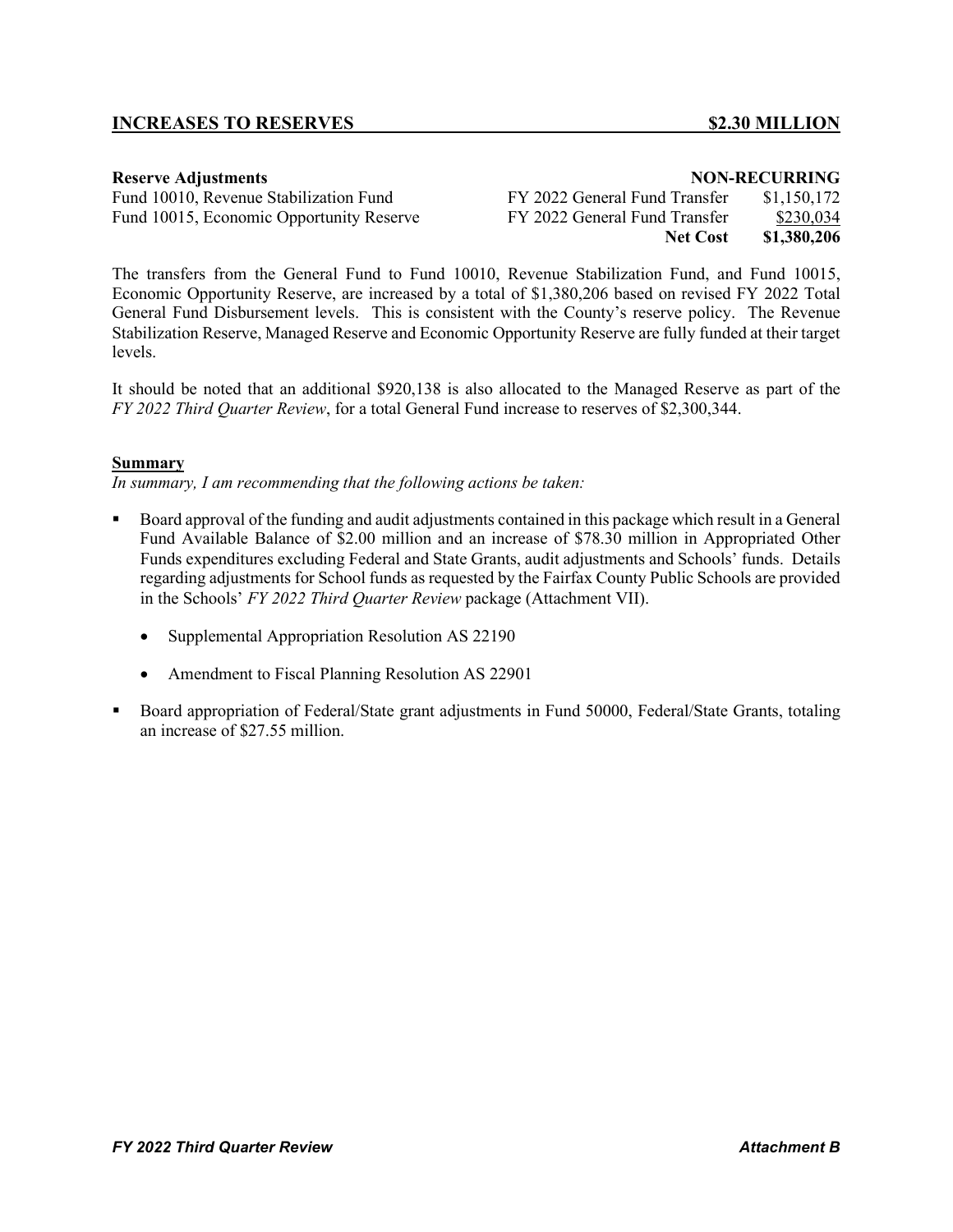## INCREASES TO RESERVES $2.30 MILLION

| **Reserve Adjustments** | | **NON-RECURRING** |
|---|---|---|
| Fund 10010, Revenue Stabilization Fund | FY 2022 General Fund Transfer | $1,150,172 |
| Fund 10015, Economic Opportunity Reserve | FY 2022 General Fund Transfer | $230,034 |
| | **Net Cost** | **$1,380,206** |

The transfers from the General Fund to Fund 10010, Revenue Stabilization Fund, and Fund 10015, Economic Opportunity Reserve, are increased by a total of $1,380,206 based on revised FY 2022 Total General Fund Disbursement levels. This is consistent with the County's reserve policy. The Revenue Stabilization Reserve, Managed Reserve and Economic Opportunity Reserve are fully funded at their target levels.

It should be noted that an additional $920,138 is also allocated to the Managed Reserve as part of the *FY 2022 Third Quarter Review*, for a total General Fund increase to reserves of $2,300,344.

### Summary

*In summary, I am recommending that the following actions be taken:*

- Board approval of the funding and audit adjustments contained in this package which result in a General Fund Available Balance of $2.00 million and an increase of $78.30 million in Appropriated Other Funds expenditures excluding Federal and State Grants, audit adjustments and Schools' funds. Details regarding adjustments for School funds as requested by the Fairfax County Public Schools are provided in the Schools' *FY 2022 Third Quarter Review* package (Attachment VII).
  - Supplemental Appropriation Resolution AS 22190
  - Amendment to Fiscal Planning Resolution AS 22901
- Board appropriation of Federal/State grant adjustments in Fund 50000, Federal/State Grants, totaling an increase of $27.55 million.